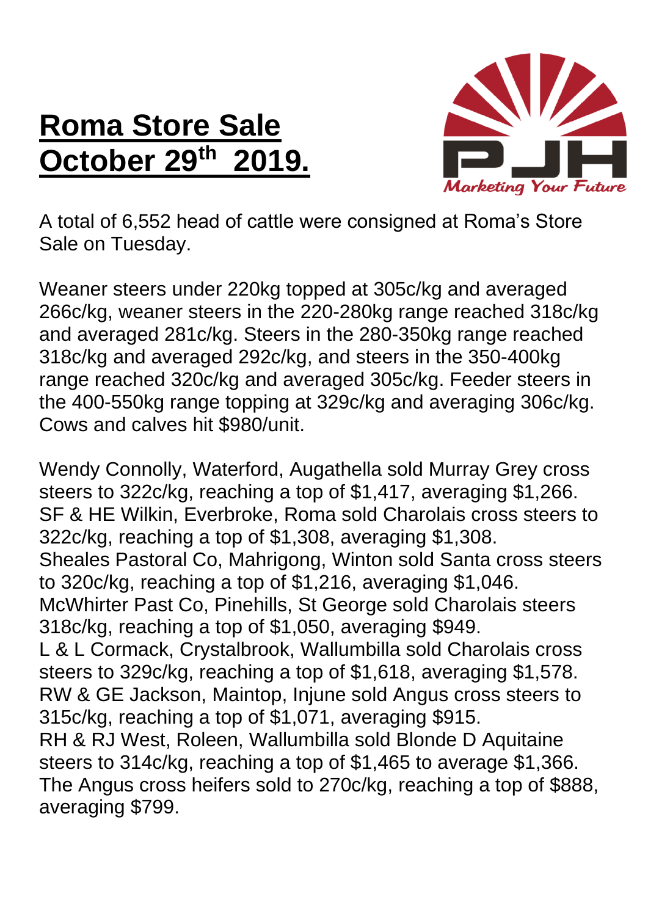# Roma Store Sale October 29th 2019.

PJH

*Marketing Your Future*

A total of 6,552 head of cattle were consigned at Roma's Store Sale on Tuesday.

Weaner steers under 220kg topped at 305c/kg and averaged 266c/kg, weaner steers in the 220-280kg range reached 318c/kg and averaged 281c/kg. Steers in the 280-350kg range reached 318c/kg and averaged 292c/kg, and steers in the 350-400kg range reached 320c/kg and averaged 305c/kg. Feeder steers in the 400-550kg range topping at 329c/kg and averaging 306c/kg. Cows and calves hit $980/unit.

Wendy Connolly, Waterford, Augathella sold Murray Grey cross steers to 322c/kg, reaching a top of $1,417, averaging $1,266.
SF & HE Wilkin, Everbroke, Roma sold Charolais cross steers to 322c/kg, reaching a top of $1,308, averaging $1,308.
Sheales Pastoral Co, Mahrigong, Winton sold Santa cross steers to 320c/kg, reaching a top of $1,216, averaging $1,046.
McWhirter Past Co, Pinehills, St George sold Charolais steers 318c/kg, reaching a top of $1,050, averaging $949.
L & L Cormack, Crystalbrook, Wallumbilla sold Charolais cross steers to 329c/kg, reaching a top of $1,618, averaging $1,578.
RW & GE Jackson, Maintop, Injune sold Angus cross steers to 315c/kg, reaching a top of $1,071, averaging $915.
RH & RJ West, Roleen, Wallumbilla sold Blonde D Aquitaine steers to 314c/kg, reaching a top of $1,465 to average $1,366.
The Angus cross heifers sold to 270c/kg, reaching a top of $888, averaging $799.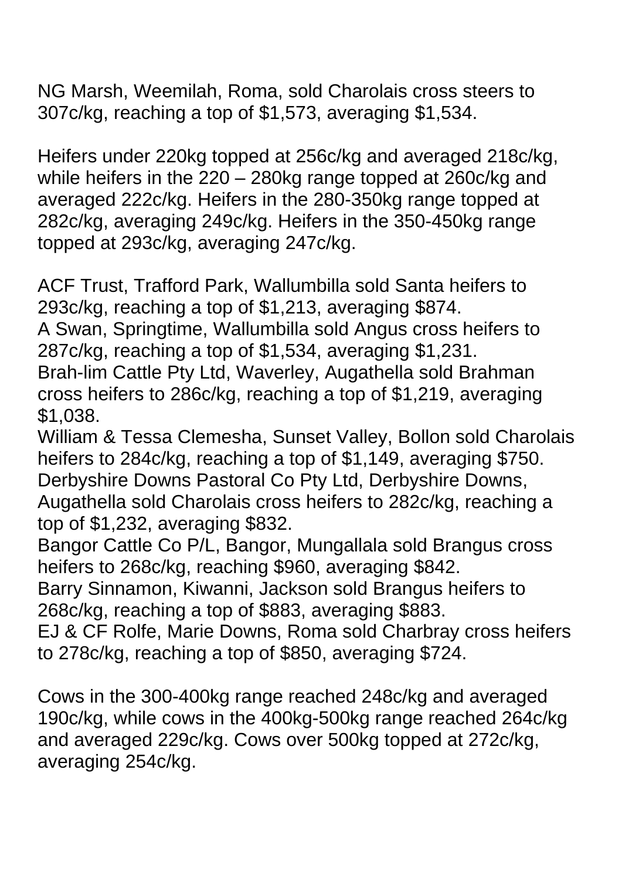NG Marsh, Weemilah, Roma, sold Charolais cross steers to 307c/kg, reaching a top of $1,573, averaging $1,534.

Heifers under 220kg topped at 256c/kg and averaged 218c/kg, while heifers in the 220 – 280kg range topped at 260c/kg and averaged 222c/kg. Heifers in the 280-350kg range topped at 282c/kg, averaging 249c/kg. Heifers in the 350-450kg range topped at 293c/kg, averaging 247c/kg.

ACF Trust, Trafford Park, Wallumbilla sold Santa heifers to 293c/kg, reaching a top of $1,213, averaging $874.
A Swan, Springtime, Wallumbilla sold Angus cross heifers to 287c/kg, reaching a top of $1,534, averaging $1,231.
Brah-lim Cattle Pty Ltd, Waverley, Augathella sold Brahman cross heifers to 286c/kg, reaching a top of $1,219, averaging $1,038.
William & Tessa Clemesha, Sunset Valley, Bollon sold Charolais heifers to 284c/kg, reaching a top of $1,149, averaging $750.
Derbyshire Downs Pastoral Co Pty Ltd, Derbyshire Downs, Augathella sold Charolais cross heifers to 282c/kg, reaching a top of $1,232, averaging $832.
Bangor Cattle Co P/L, Bangor, Mungallala sold Brangus cross heifers to 268c/kg, reaching $960, averaging $842.
Barry Sinnamon, Kiwanni, Jackson sold Brangus heifers to 268c/kg, reaching a top of $883, averaging $883.
EJ & CF Rolfe, Marie Downs, Roma sold Charbray cross heifers to 278c/kg, reaching a top of $850, averaging $724.

Cows in the 300-400kg range reached 248c/kg and averaged 190c/kg, while cows in the 400kg-500kg range reached 264c/kg and averaged 229c/kg. Cows over 500kg topped at 272c/kg, averaging 254c/kg.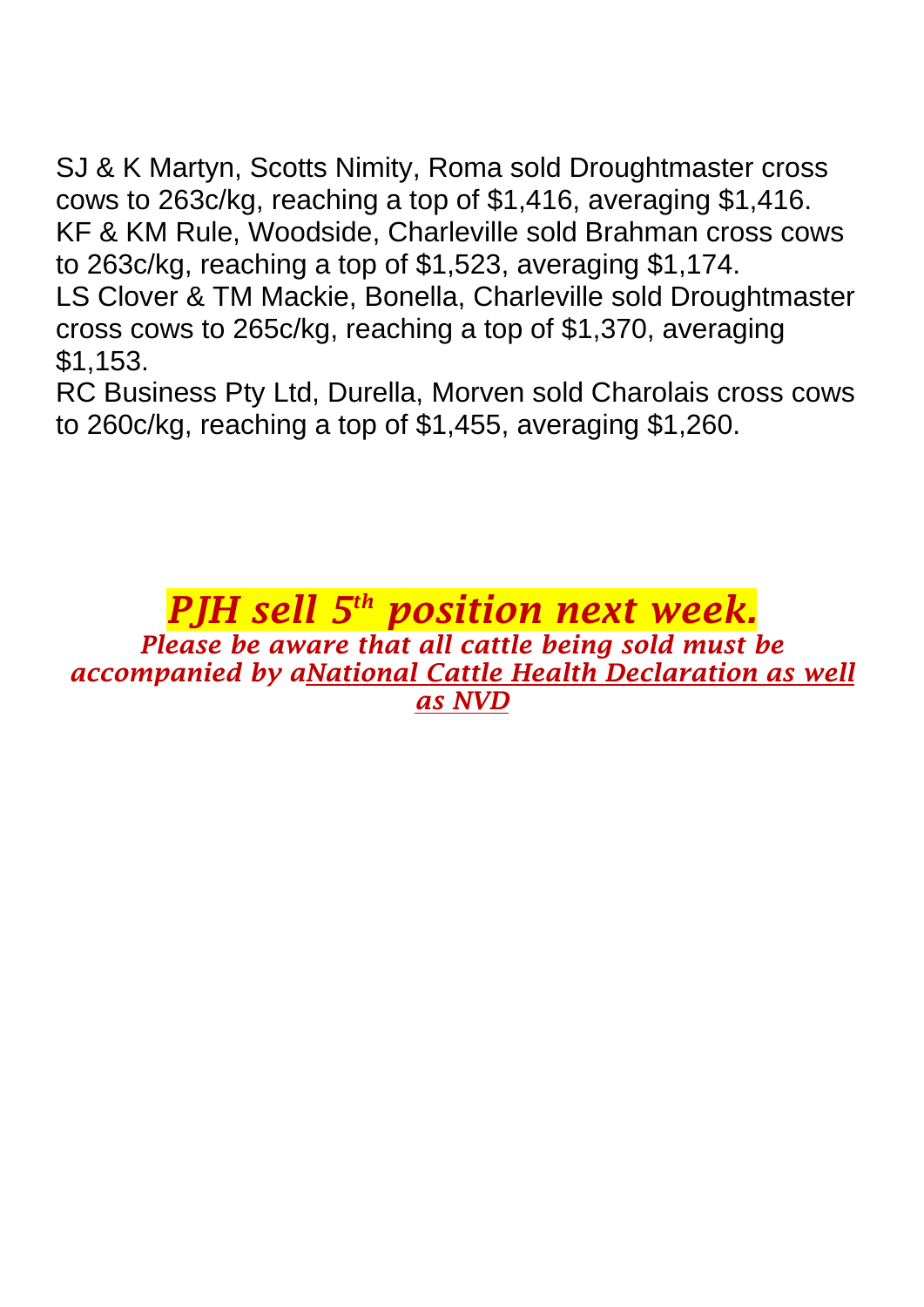SJ & K Martyn, Scotts Nimity, Roma sold Droughtmaster cross cows to 263c/kg, reaching a top of $1,416, averaging $1,416.
KF & KM Rule, Woodside, Charleville sold Brahman cross cows to 263c/kg, reaching a top of $1,523, averaging $1,174.
LS Clover & TM Mackie, Bonella, Charleville sold Droughtmaster cross cows to 265c/kg, reaching a top of $1,370, averaging $1,153.
RC Business Pty Ltd, Durella, Morven sold Charolais cross cows to 260c/kg, reaching a top of $1,455, averaging $1,260.

***PJH sell 5th position next week.***

***Please be aware that all cattle being sold must be accompanied by aNational Cattle Health Declaration as well as NVD***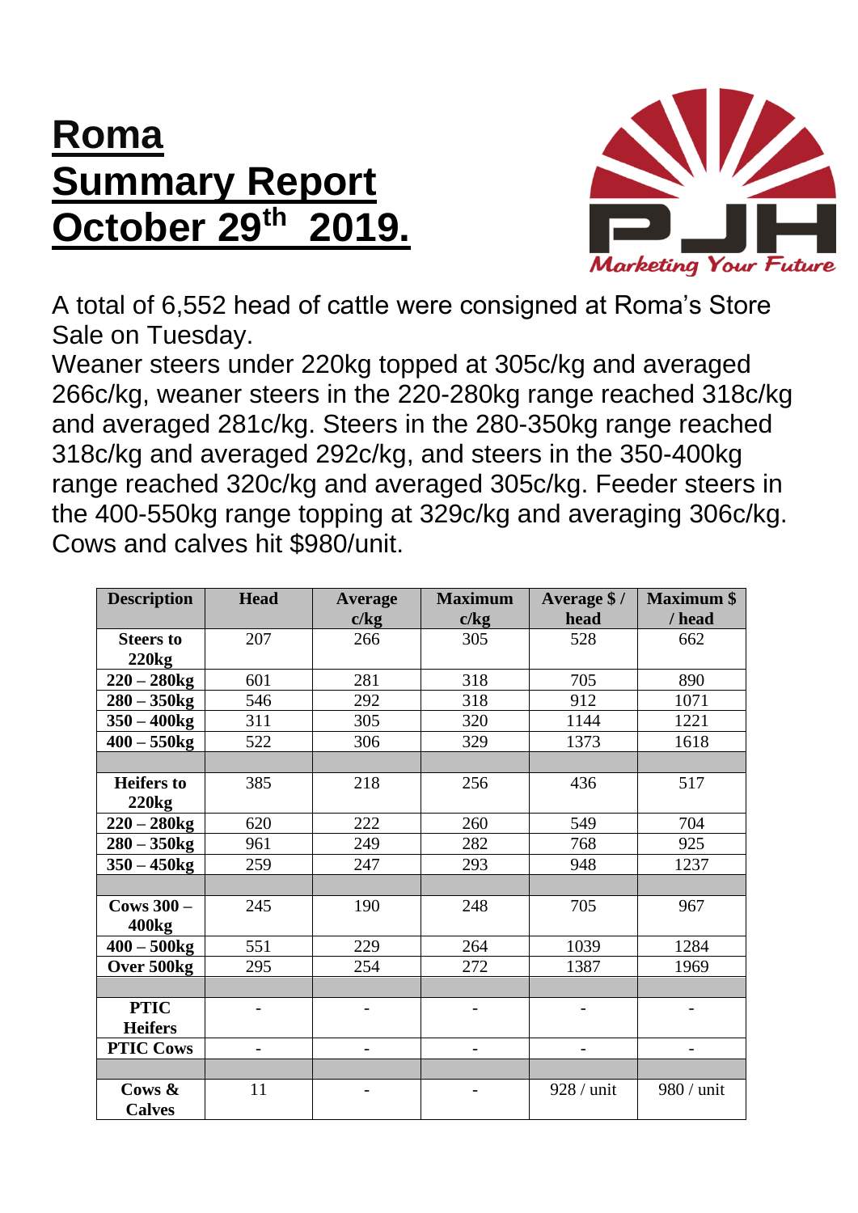# Roma Summary Report October 29th 2019.

A total of 6,552 head of cattle were consigned at Roma's Store Sale on Tuesday.

Weaner steers under 220kg topped at 305c/kg and averaged 266c/kg, weaner steers in the 220-280kg range reached 318c/kg and averaged 281c/kg. Steers in the 280-350kg range reached 318c/kg and averaged 292c/kg, and steers in the 350-400kg range reached 320c/kg and averaged 305c/kg. Feeder steers in the 400-550kg range topping at 329c/kg and averaging 306c/kg. Cows and calves hit $980/unit.

| Description | Head | Average c/kg | Maximum c/kg | Average $ / head | Maximum $ / head |
|---|---|---|---|---|---|
| **Steers to 220kg** | 207 | 266 | 305 | 528 | 662 |
| **220 – 280kg** | 601 | 281 | 318 | 705 | 890 |
| **280 – 350kg** | 546 | 292 | 318 | 912 | 1071 |
| **350 – 400kg** | 311 | 305 | 320 | 1144 | 1221 |
| **400 – 550kg** | 522 | 306 | 329 | 1373 | 1618 |
| | | | | | |
| **Heifers to 220kg** | 385 | 218 | 256 | 436 | 517 |
| **220 – 280kg** | 620 | 222 | 260 | 549 | 704 |
| **280 – 350kg** | 961 | 249 | 282 | 768 | 925 |
| **350 – 450kg** | 259 | 247 | 293 | 948 | 1237 |
| | | | | | |
| **Cows 300 – 400kg** | 245 | 190 | 248 | 705 | 967 |
| **400 – 500kg** | 551 | 229 | 264 | 1039 | 1284 |
| **Over 500kg** | 295 | 254 | 272 | 1387 | 1969 |
| | | | | | |
| **PTIC Heifers** | - | - | - | - | - |
| **PTIC Cows** | - | - | - | - | - |
| | | | | | |
| **Cows & Calves** | 11 | - | - | 928 / unit | 980 / unit |